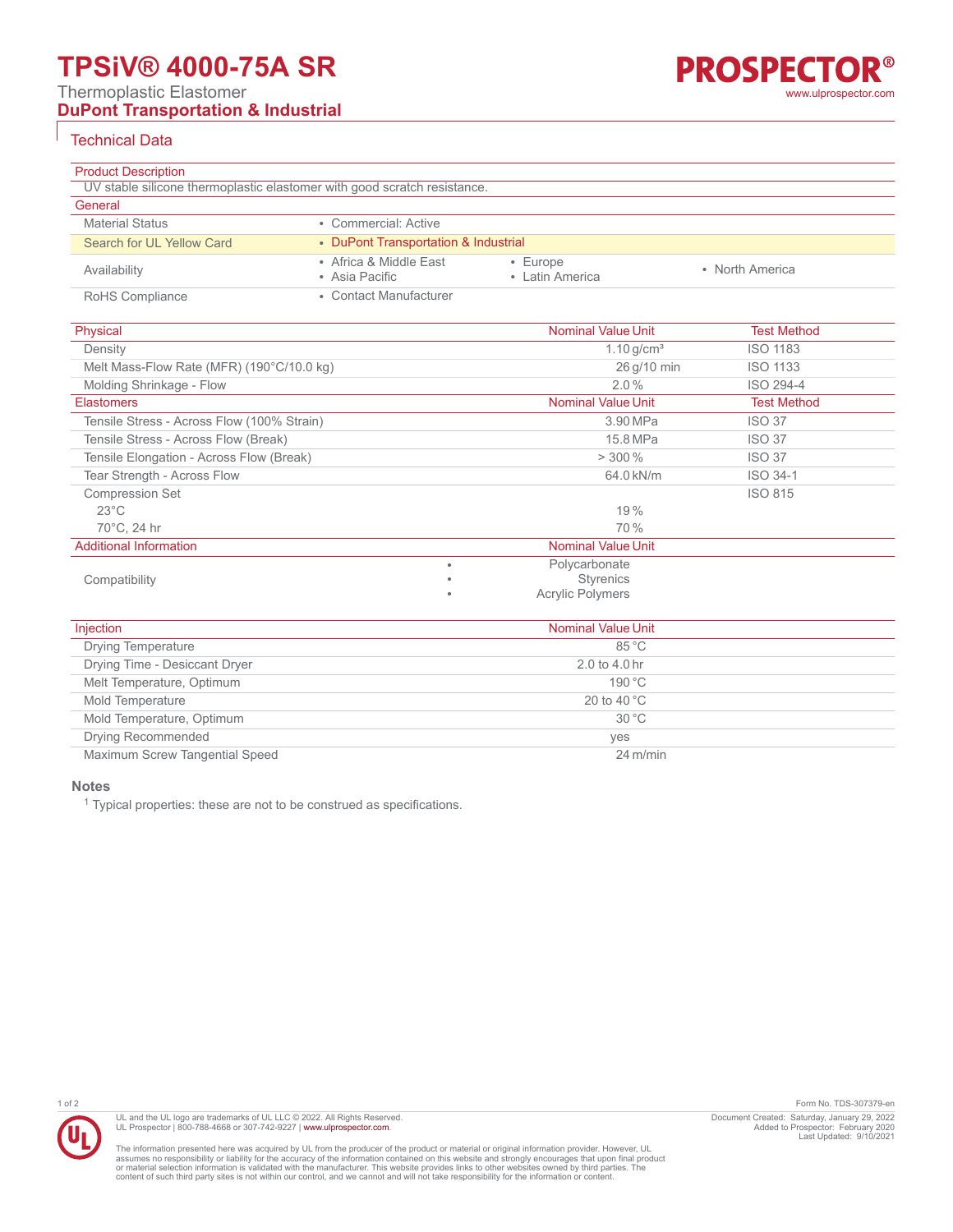# TPSiV® 4000-75A SR

Thermoplastic Elastomer

**DuPont Transportation & Industrial**

## Technical Data

### Product Description

UV stable silicone thermoplastic elastomer with good scratch resistance.

### General

| | | | |
|---|---|---|---|
| Material Status | • Commercial: Active | | |
| Search for UL Yellow Card | • DuPont Transportation & Industrial | | |
| Availability | • Africa & Middle East<br>• Asia Pacific | • Europe<br>• Latin America | • North America |
| RoHS Compliance | • Contact Manufacturer | | |

| Physical | Nominal Value Unit | Test Method |
|---|---|---|
| Density | 1.10 g/cm³ | ISO 1183 |
| Melt Mass-Flow Rate (MFR) (190°C/10.0 kg) | 26 g/10 min | ISO 1133 |
| Molding Shrinkage - Flow | 2.0 % | ISO 294-4 |

| Elastomers | Nominal Value Unit | Test Method |
|---|---|---|
| Tensile Stress - Across Flow (100% Strain) | 3.90 MPa | ISO 37 |
| Tensile Stress - Across Flow (Break) | 15.8 MPa | ISO 37 |
| Tensile Elongation - Across Flow (Break) | > 300 % | ISO 37 |
| Tear Strength - Across Flow | 64.0 kN/m | ISO 34-1 |
| Compression Set | | ISO 815 |
| 23°C | 19 % | |
| 70°C, 24 hr | 70 % | |

| Additional Information | Nominal Value Unit |
|---|---|
| Compatibility | • Polycarbonate<br>• Styrenics<br>• Acrylic Polymers |

| Injection | Nominal Value Unit |
|---|---|
| Drying Temperature | 85 °C |
| Drying Time - Desiccant Dryer | 2.0 to 4.0 hr |
| Melt Temperature, Optimum | 190 °C |
| Mold Temperature | 20 to 40 °C |
| Mold Temperature, Optimum | 30 °C |
| Drying Recommended | yes |
| Maximum Screw Tangential Speed | 24 m/min |

### Notes

[1] Typical properties: these are not to be construed as specifications.

UL and the UL logo are trademarks of UL LLC © 2022. All Rights Reserved.
UL Prospector | 800-788-4668 or 307-742-9227 | www.ulprospector.com.

The information presented here was acquired by UL from the producer of the product or material or original information provider. However, UL assumes no responsibility or liability for the accuracy of the information contained on this website and strongly encourages that upon final product or material selection information is validated with the manufacturer. This website provides links to other websites owned by third parties. The content of such third party sites is not within our control, and we cannot and will not take responsibility for the information or content.

Form No. TDS-307379-en
Document Created: Saturday, January 29, 2022
Added to Prospector: February 2020
Last Updated: 9/10/2021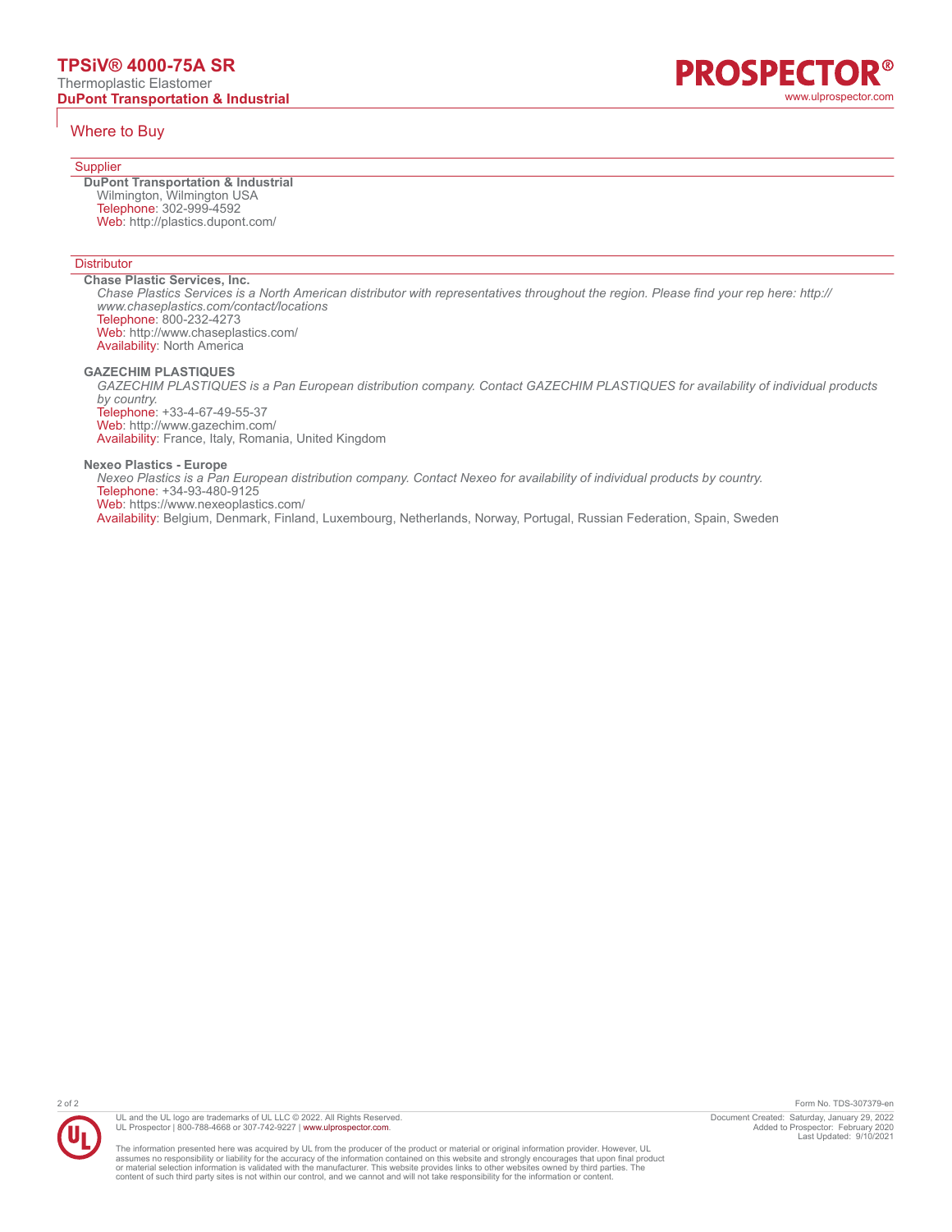## Where to Buy

### Supplier

**DuPont Transportation & Industrial**
Wilmington, Wilmington USA
Telephone: 302-999-4592
Web: http://plastics.dupont.com/

### Distributor

**Chase Plastic Services, Inc.**
*Chase Plastics Services is a North American distributor with representatives throughout the region. Please find your rep here: http://www.chaseplastics.com/contact/locations*
Telephone: 800-232-4273
Web: http://www.chaseplastics.com/
Availability: North America

**GAZECHIM PLASTIQUES**
*GAZECHIM PLASTIQUES is a Pan European distribution company. Contact GAZECHIM PLASTIQUES for availability of individual products by country.*
Telephone: +33-4-67-49-55-37
Web: http://www.gazechim.com/
Availability: France, Italy, Romania, United Kingdom

**Nexeo Plastics - Europe**
*Nexeo Plastics is a Pan European distribution company. Contact Nexeo for availability of individual products by country.*
Telephone: +34-93-480-9125
Web: https://www.nexeoplastics.com/
Availability: Belgium, Denmark, Finland, Luxembourg, Netherlands, Norway, Portugal, Russian Federation, Spain, Sweden